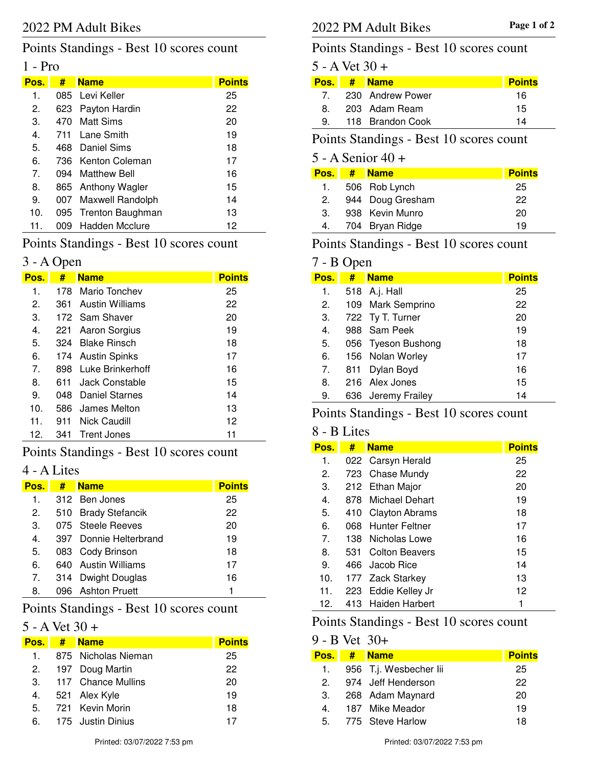# 2022 PM Adult Bikes

## Points Standings - Best 10 scores count

### 1 - Pro

| Pos. | # | Name | Points |
|---|---|---|---|
| 1. | 085 | Levi Keller | 25 |
| 2. | 623 | Payton Hardin | 22 |
| 3. | 470 | Matt Sims | 20 |
| 4. | 711 | Lane Smith | 19 |
| 5. | 468 | Daniel Sims | 18 |
| 6. | 736 | Kenton Coleman | 17 |
| 7. | 094 | Matthew Bell | 16 |
| 8. | 865 | Anthony Wagler | 15 |
| 9. | 007 | Maxwell Randolph | 14 |
| 10. | 095 | Trenton Baughman | 13 |
| 11. | 009 | Hadden Mcclure | 12 |

## Points Standings - Best 10 scores count

### 3 - A Open

| Pos. | # | Name | Points |
|---|---|---|---|
| 1. | 178 | Mario Tonchev | 25 |
| 2. | 361 | Austin Williams | 22 |
| 3. | 172 | Sam Shaver | 20 |
| 4. | 221 | Aaron Sorgius | 19 |
| 5. | 324 | Blake Rinsch | 18 |
| 6. | 174 | Austin Spinks | 17 |
| 7. | 898 | Luke Brinkerhoff | 16 |
| 8. | 611 | Jack Constable | 15 |
| 9. | 048 | Daniel Starnes | 14 |
| 10. | 586 | James Melton | 13 |
| 11. | 911 | Nick Caudill | 12 |
| 12. | 341 | Trent Jones | 11 |

## Points Standings - Best 10 scores count

### 4 - A Lites

| Pos. | # | Name | Points |
|---|---|---|---|
| 1. | 312 | Ben Jones | 25 |
| 2. | 510 | Brady Stefancik | 22 |
| 3. | 075 | Steele Reeves | 20 |
| 4. | 397 | Donnie Helterbrand | 19 |
| 5. | 083 | Cody Brinson | 18 |
| 6. | 640 | Austin Williams | 17 |
| 7. | 314 | Dwight Douglas | 16 |
| 8. | 096 | Ashton Pruett | 1 |

## Points Standings - Best 10 scores count

### 5 - A Vet 30 +

| Pos. | # | Name | Points |
|---|---|---|---|
| 1. | 875 | Nicholas Nieman | 25 |
| 2. | 197 | Doug Martin | 22 |
| 3. | 117 | Chance Mullins | 20 |
| 4. | 521 | Alex Kyle | 19 |
| 5. | 721 | Kevin Morin | 18 |
| 6. | 175 | Justin Dinius | 17 |
| 7. | 230 | Andrew Power | 16 |
| 8. | 203 | Adam Ream | 15 |
| 9. | 118 | Brandon Cook | 14 |

## Points Standings - Best 10 scores count

### 5 - A Senior 40 +

| Pos. | # | Name | Points |
|---|---|---|---|
| 1. | 506 | Rob Lynch | 25 |
| 2. | 944 | Doug Gresham | 22 |
| 3. | 938 | Kevin Munro | 20 |
| 4. | 704 | Bryan Ridge | 19 |

## Points Standings - Best 10 scores count

### 7 - B Open

| Pos. | # | Name | Points |
|---|---|---|---|
| 1. | 518 | A.j. Hall | 25 |
| 2. | 109 | Mark Semprino | 22 |
| 3. | 722 | Ty T. Turner | 20 |
| 4. | 988 | Sam Peek | 19 |
| 5. | 056 | Tyeson Bushong | 18 |
| 6. | 156 | Nolan Worley | 17 |
| 7. | 811 | Dylan Boyd | 16 |
| 8. | 216 | Alex Jones | 15 |
| 9. | 636 | Jeremy Frailey | 14 |

## Points Standings - Best 10 scores count

### 8 - B Lites

| Pos. | # | Name | Points |
|---|---|---|---|
| 1. | 022 | Carsyn Herald | 25 |
| 2. | 723 | Chase Mundy | 22 |
| 3. | 212 | Ethan Major | 20 |
| 4. | 878 | Michael Dehart | 19 |
| 5. | 410 | Clayton Abrams | 18 |
| 6. | 068 | Hunter Feltner | 17 |
| 7. | 138 | Nicholas Lowe | 16 |
| 8. | 531 | Colton Beavers | 15 |
| 9. | 466 | Jacob Rice | 14 |
| 10. | 177 | Zack Starkey | 13 |
| 11. | 223 | Eddie Kelley Jr | 12 |
| 12. | 413 | Haiden Harbert | 1 |

## Points Standings - Best 10 scores count

### 9 - B Vet 30+

| Pos. | # | Name | Points |
|---|---|---|---|
| 1. | 956 | T.j. Wesbecher Iii | 25 |
| 2. | 974 | Jeff Henderson | 22 |
| 3. | 268 | Adam Maynard | 20 |
| 4. | 187 | Mike Meador | 19 |
| 5. | 775 | Steve Harlow | 18 |

Printed: 03/07/2022 7:53 pm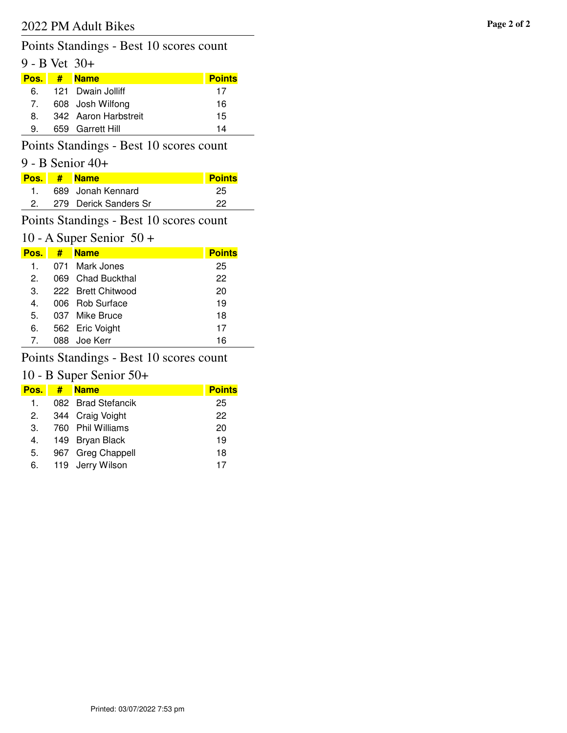## Points Standings - Best 10 scores count

### 9 - B Vet 30+

| Pos. | # | Name | Points |
|---|---|---|---|
| 6. | 121 | Dwain Jolliff | 17 |
| 7. | 608 | Josh Wilfong | 16 |
| 8. | 342 | Aaron Harbstreit | 15 |
| 9. | 659 | Garrett Hill | 14 |

## Points Standings - Best 10 scores count

### 9 - B Senior 40+

| Pos. | # | Name | Points |
|---|---|---|---|
| 1. | 689 | Jonah Kennard | 25 |
| 2. | 279 | Derick Sanders Sr | 22 |

## Points Standings - Best 10 scores count

### 10 - A Super Senior 50 +

| Pos. | # | Name | Points |
|---|---|---|---|
| 1. | 071 | Mark Jones | 25 |
| 2. | 069 | Chad Buckthal | 22 |
| 3. | 222 | Brett Chitwood | 20 |
| 4. | 006 | Rob Surface | 19 |
| 5. | 037 | Mike Bruce | 18 |
| 6. | 562 | Eric Voight | 17 |
| 7. | 088 | Joe Kerr | 16 |

## Points Standings - Best 10 scores count

### 10 - B Super Senior 50+

| Pos. | # | Name | Points |
|---|---|---|---|
| 1. | 082 | Brad Stefancik | 25 |
| 2. | 344 | Craig Voight | 22 |
| 3. | 760 | Phil Williams | 20 |
| 4. | 149 | Bryan Black | 19 |
| 5. | 967 | Greg Chappell | 18 |
| 6. | 119 | Jerry Wilson | 17 |

Printed: 03/07/2022 7:53 pm